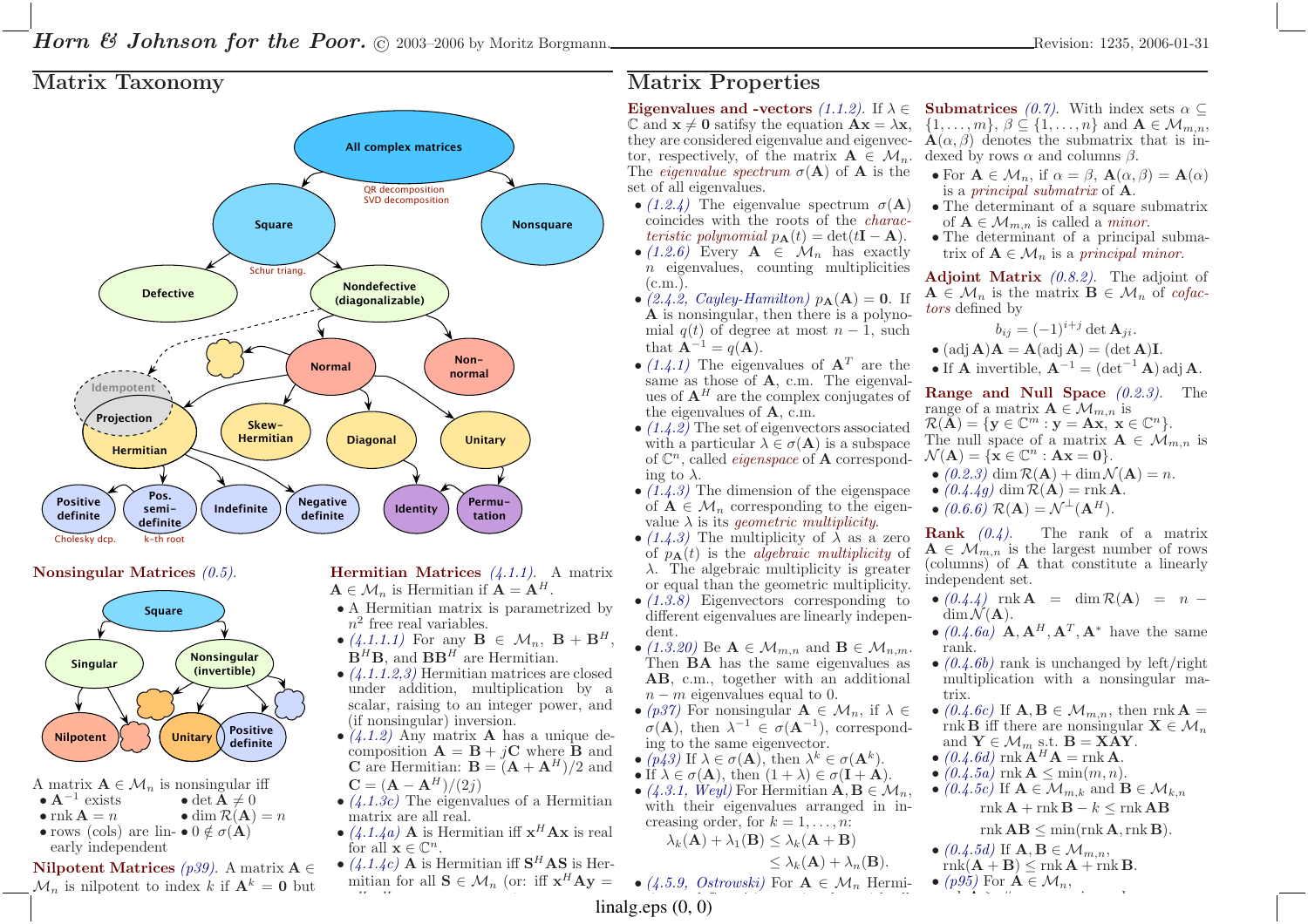## Matrix Taxonomy

All complex matrices

QR decomposition
SVD decomposition

Square

Nonsquare

Schur triang.

Defective

Nondefective (diagonalizable)

Normal

Non-normal

Idempotent

Projection

Hermitian

Skew-Hermitian

Diagonal

Unitary

Positive definite

Pos. semi-definite

Indefinite

Negative definite

Identity

Permutation

Cholesky dcp.

k-th root

## Nonsingular Matrices *(0.5)*.

Square

Singular

Nonsingular (invertible)

Nilpotent

Unitary

Positive definite

A matrix $\mathbf{A} \in \mathcal{M}_n$ is nonsingular iff

- $\mathbf{A}^{-1}$ exists
- $\det \mathbf{A} \neq 0$
- $\operatorname{rnk} \mathbf{A} = n$
- $\dim \mathcal{R}(\mathbf{A}) = n$
- rows (cols) are linearly independent
- $0 \notin \sigma(\mathbf{A})$

## Nilpotent Matrices *(p39)*.

A matrix $\mathbf{A} \in \mathcal{M}_n$ is nilpotent to index $k$ if $\mathbf{A}^k = \mathbf{0}$ but

## Hermitian Matrices *(4.1.1)*.

A matrix $\mathbf{A} \in \mathcal{M}_n$ is Hermitian if $\mathbf{A} = \mathbf{A}^H$.

- A Hermitian matrix is parametrized by $n^2$ free real variables.
- *(4.1.1.1)* For any $\mathbf{B} \in \mathcal{M}_n$, $\mathbf{B} + \mathbf{B}^H$, $\mathbf{B}^H\mathbf{B}$, and $\mathbf{B}\mathbf{B}^H$ are Hermitian.
- *(4.1.1.2,3)* Hermitian matrices are closed under addition, multiplication by a scalar, raising to an integer power, and (if nonsingular) inversion.
- *(4.1.2)* Any matrix $\mathbf{A}$ has a unique decomposition $\mathbf{A} = \mathbf{B} + j\mathbf{C}$ where $\mathbf{B}$ and $\mathbf{C}$ are Hermitian: $\mathbf{B} = (\mathbf{A} + \mathbf{A}^H)/2$ and $\mathbf{C} = (\mathbf{A} - \mathbf{A}^H)/(2j)$
- *(4.1.3c)* The eigenvalues of a Hermitian matrix are all real.
- *(4.1.4a)* $\mathbf{A}$ is Hermitian iff $\mathbf{x}^H\mathbf{A}\mathbf{x}$ is real for all $\mathbf{x} \in \mathbb{C}^n$.
- *(4.1.4c)* $\mathbf{A}$ is Hermitian iff $\mathbf{S}^H\mathbf{A}\mathbf{S}$ is Hermitian for all $\mathbf{S} \in \mathcal{M}_n$ (or: iff $\mathbf{x}^H\mathbf{A}\mathbf{y} =$

## Matrix Properties

**Eigenvalues and -vectors** *(1.1.2)*. If $\lambda \in \mathbb{C}$ and $\mathbf{x} \neq \mathbf{0}$ satisfy the equation $\mathbf{A}\mathbf{x} = \lambda\mathbf{x}$, they are considered eigenvalue and eigenvector, respectively, of the matrix $\mathbf{A} \in \mathcal{M}_n$. The *eigenvalue spectrum* $\sigma(\mathbf{A})$ of $\mathbf{A}$ is the set of all eigenvalues.

- *(1.2.4)* The eigenvalue spectrum $\sigma(\mathbf{A})$ coincides with the roots of the *characteristic polynomial* $p_{\mathbf{A}}(t) = \det(t\mathbf{I} - \mathbf{A})$.
- *(1.2.6)* Every $\mathbf{A} \in \mathcal{M}_n$ has exactly $n$ eigenvalues, counting multiplicities (c.m.).
- *(2.4.2, Cayley-Hamilton)* $p_{\mathbf{A}}(\mathbf{A}) = \mathbf{0}$. If $\mathbf{A}$ is nonsingular, then there is a polynomial $q(t)$ of degree at most $n-1$, such that $\mathbf{A}^{-1} = q(\mathbf{A})$.
- *(1.4.1)* The eigenvalues of $\mathbf{A}^T$ are the same as those of $\mathbf{A}$, c.m. The eigenvalues of $\mathbf{A}^H$ are the complex conjugates of the eigenvalues of $\mathbf{A}$, c.m.
- *(1.4.2)* The set of eigenvectors associated with a particular $\lambda \in \sigma(\mathbf{A})$ is a subspace of $\mathbb{C}^n$, called *eigenspace* of $\mathbf{A}$ corresponding to $\lambda$.
- *(1.4.3)* The dimension of the eigenspace of $\mathbf{A} \in \mathcal{M}_n$ corresponding to the eigenvalue $\lambda$ is its *geometric multiplicity*.
- *(1.4.3)* The multiplicity of $\lambda$ as a zero of $p_{\mathbf{A}}(t)$ is the *algebraic multiplicity* of $\lambda$. The algebraic multiplicity is greater or equal than the geometric multiplicity.
- *(1.3.8)* Eigenvectors corresponding to different eigenvalues are linearly independent.
- *(1.3.20)* Be $\mathbf{A} \in \mathcal{M}_{m,n}$ and $\mathbf{B} \in \mathcal{M}_{n,m}$. Then $\mathbf{B}\mathbf{A}$ has the same eigenvalues as $\mathbf{A}\mathbf{B}$, c.m., together with an additional $n - m$ eigenvalues equal to 0.
- *(p37)* For nonsingular $\mathbf{A} \in \mathcal{M}_n$, if $\lambda \in \sigma(\mathbf{A})$, then $\lambda^{-1} \in \sigma(\mathbf{A}^{-1})$, corresponding to the same eigenvector.
- *(p43)* If $\lambda \in \sigma(\mathbf{A})$, then $\lambda^k \in \sigma(\mathbf{A}^k)$.
- If $\lambda \in \sigma(\mathbf{A})$, then $(1 + \lambda) \in \sigma(\mathbf{I} + \mathbf{A})$.
- *(4.3.1, Weyl)* For Hermitian $\mathbf{A}, \mathbf{B} \in \mathcal{M}_n$, with their eigenvalues arranged in increasing order, for $k = 1, \ldots, n$:
$$\lambda_k(\mathbf{A}) + \lambda_1(\mathbf{B}) \leq \lambda_k(\mathbf{A} + \mathbf{B}) \leq \lambda_k(\mathbf{A}) + \lambda_n(\mathbf{B}).$$
- *(4.5.9, Ostrowski)* For $\mathbf{A} \in \mathcal{M}_n$ Hermi-

**Submatrices** *(0.7)*. With index sets $\alpha \subseteq \{1, \ldots, m\}$, $\beta \subseteq \{1, \ldots, n\}$ and $\mathbf{A} \in \mathcal{M}_{m,n}$, $\mathbf{A}(\alpha, \beta)$ denotes the submatrix that is indexed by rows $\alpha$ and columns $\beta$.

- For $\mathbf{A} \in \mathcal{M}_n$, if $\alpha = \beta$, $\mathbf{A}(\alpha, \beta) = \mathbf{A}(\alpha)$ is a *principal submatrix* of $\mathbf{A}$.
- The determinant of a square submatrix of $\mathbf{A} \in \mathcal{M}_{m,n}$ is called a *minor*.
- The determinant of a principal submatrix of $\mathbf{A} \in \mathcal{M}_n$ is a *principal minor*.

**Adjoint Matrix** *(0.8.2)*. The adjoint of $\mathbf{A} \in \mathcal{M}_n$ is the matrix $\mathbf{B} \in \mathcal{M}_n$ of *cofactors* defined by
$$b_{ij} = (-1)^{i+j} \det \mathbf{A}_{ji}.$$

- $(\operatorname{adj} \mathbf{A})\mathbf{A} = \mathbf{A}(\operatorname{adj} \mathbf{A}) = (\det \mathbf{A})\mathbf{I}$.
- If $\mathbf{A}$ invertible, $\mathbf{A}^{-1} = (\det^{-1} \mathbf{A}) \operatorname{adj} \mathbf{A}$.

**Range and Null Space** *(0.2.3)*. The range of a matrix $\mathbf{A} \in \mathcal{M}_{m,n}$ is $\mathcal{R}(\mathbf{A}) = \{\mathbf{y} \in \mathbb{C}^m : \mathbf{y} = \mathbf{A}\mathbf{x},\ \mathbf{x} \in \mathbb{C}^n\}$. The null space of a matrix $\mathbf{A} \in \mathcal{M}_{m,n}$ is $\mathcal{N}(\mathbf{A}) = \{\mathbf{x} \in \mathbb{C}^n : \mathbf{A}\mathbf{x} = \mathbf{0}\}$.

- *(0.2.3)* $\dim \mathcal{R}(\mathbf{A}) + \dim \mathcal{N}(\mathbf{A}) = n$.
- *(0.4.4g)* $\dim \mathcal{R}(\mathbf{A}) = \operatorname{rnk} \mathbf{A}$.
- *(0.6.6)* $\mathcal{R}(\mathbf{A}) = \mathcal{N}^{\perp}(\mathbf{A}^H)$.

**Rank** *(0.4)*. The rank of a matrix $\mathbf{A} \in \mathcal{M}_{m,n}$ is the largest number of rows (columns) of $\mathbf{A}$ that constitute a linearly independent set.

- *(0.4.4)* $\operatorname{rnk} \mathbf{A} = \dim \mathcal{R}(\mathbf{A}) = n - \dim \mathcal{N}(\mathbf{A})$.
- *(0.4.6a)* $\mathbf{A}, \mathbf{A}^H, \mathbf{A}^T, \mathbf{A}^*$ have the same rank.
- *(0.4.6b)* rank is unchanged by left/right multiplication with a nonsingular matrix.
- *(0.4.6c)* If $\mathbf{A}, \mathbf{B} \in \mathcal{M}_{m,n}$, then $\operatorname{rnk} \mathbf{A} = \operatorname{rnk} \mathbf{B}$ iff there are nonsingular $\mathbf{X} \in \mathcal{M}_n$ and $\mathbf{Y} \in \mathcal{M}_m$ s.t. $\mathbf{B} = \mathbf{X}\mathbf{A}\mathbf{Y}$.
- *(0.4.6d)* $\operatorname{rnk} \mathbf{A}^H\mathbf{A} = \operatorname{rnk} \mathbf{A}$.
- *(0.4.5a)* $\operatorname{rnk} \mathbf{A} \leq \min(m, n)$.
- *(0.4.5c)* If $\mathbf{A} \in \mathcal{M}_{m,k}$ and $\mathbf{B} \in \mathcal{M}_{k,n}$
$$\operatorname{rnk} \mathbf{A} + \operatorname{rnk} \mathbf{B} - k \leq \operatorname{rnk} \mathbf{A}\mathbf{B}$$
$$\operatorname{rnk} \mathbf{A}\mathbf{B} \leq \min(\operatorname{rnk} \mathbf{A}, \operatorname{rnk} \mathbf{B}).$$
- *(0.4.5d)* If $\mathbf{A}, \mathbf{B} \in \mathcal{M}_{m,n}$, $\operatorname{rnk}(\mathbf{A} + \mathbf{B}) \leq \operatorname{rnk} \mathbf{A} + \operatorname{rnk} \mathbf{B}$.
- *(p95)* For $\mathbf{A} \in \mathcal{M}_n$,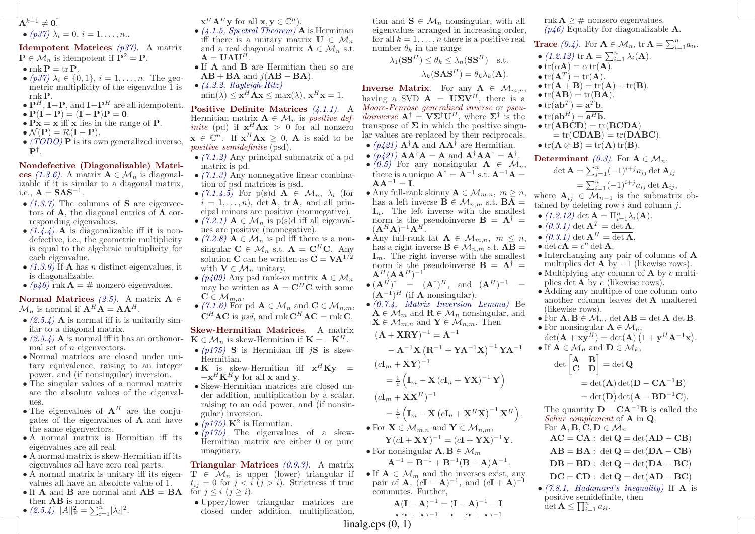$\mathbf{A}^{k-1} \neq \mathbf{0}$.

- *(p37)* $\lambda_i = 0$, $i = 1, \dots, n$..

**Idempotent Matrices** *(p37)*. A matrix $\mathbf{P} \in \mathcal{M}_n$ is idempotent if $\mathbf{P}^2 = \mathbf{P}$.

- $\operatorname{rnk} \mathbf{P} = \operatorname{tr} \mathbf{P}$.
- *(p37)* $\lambda_i \in \{0, 1\}$, $i = 1, \dots, n$. The geometric multiplicity of the eigenvalue 1 is $\operatorname{rnk} \mathbf{P}$.
- $\mathbf{P}^H$, $\mathbf{I}-\mathbf{P}$, and $\mathbf{I}-\mathbf{P}^H$ are all idempotent.
- $\mathbf{P}(\mathbf{I}-\mathbf{P}) = (\mathbf{I}-\mathbf{P})\mathbf{P} = \mathbf{0}$.
- $\mathbf{Px} = \mathbf{x}$ iff $\mathbf{x}$ lies in the range of $\mathbf{P}$.
- $\mathcal{N}(\mathbf{P}) = \mathcal{R}(\mathbf{I}-\mathbf{P})$.
- *(TODO)* $\mathbf{P}$ is its own generalized inverse, $\mathbf{P}^\dagger$.

**Nondefective (Diagonalizable) Matrices** *(1.3.6)*. A matrix $\mathbf{A} \in \mathcal{M}_n$ is diagonalizable if it is similar to a diagonal matrix, i.e., $\mathbf{A} = \mathbf{S}\mathbf{\Lambda}\mathbf{S}^{-1}$.

- *(1.3.7)* The columns of $\mathbf{S}$ are eigenvectors of $\mathbf{A}$, the diagonal entries of $\mathbf{\Lambda}$ corresponding eigenvalues.
- *(1.4.4)* $\mathbf{A}$ is diagonalizable iff it is nondefective, i.e., the geometric multiplicity is equal to the algebraic multiplicity for each eigenvalue.
- *(1.3.9)* If $\mathbf{A}$ has $n$ distinct eigenvalues, it is diagonalizable.
- *(p46)* $\operatorname{rnk} \mathbf{A} = \#$ nonzero eigenvalues.

**Normal Matrices** *(2.5)*. A matrix $\mathbf{A} \in \mathcal{M}_n$ is normal if $\mathbf{A}^H\mathbf{A} = \mathbf{A}\mathbf{A}^H$.

- *(2.5.4)* $\mathbf{A}$ is normal iff it is unitarily similar to a diagonal matrix.
- *(2.5.4)* $\mathbf{A}$ is normal iff it has an orthonormal set of $n$ eigenvectors.
- Normal matrices are closed under unitary equivalence, raising to an integer power, and (if nonsingular) inversion.
- The singular values of a normal matrix are the absolute values of the eigenvalues.
- The eigenvalues of $\mathbf{A}^H$ are the conjugates of the eigenvalues of $\mathbf{A}$ and have the same eigenvectors.
- A normal matrix is Hermitian iff its eigenvalues are all real.
- A normal matrix is skew-Hermitian iff its eigenvalues all have zero real parts.
- A normal matrix is unitary iff its eigenvalues all have an absolute value of 1.
- If $\mathbf{A}$ and $\mathbf{B}$ are normal and $\mathbf{AB} = \mathbf{BA}$ then $\mathbf{AB}$ is normal.
- *(2.5.4)* $\|A\|_{\mathrm{F}}^2 = \sum_{i=1}^n |\lambda_i|^2$.

$\mathbf{x}^H\mathbf{A}^H\mathbf{y}$ for all $\mathbf{x}, \mathbf{y} \in \mathbb{C}^n$).

- *(4.1.5, Spectral Theorem)* $\mathbf{A}$ is Hermitian iff there is a unitary matrix $\mathbf{U} \in \mathcal{M}_n$ and a real diagonal matrix $\mathbf{\Lambda} \in \mathcal{M}_n$ s.t. $\mathbf{A} = \mathbf{U}\mathbf{\Lambda}\mathbf{U}^H$.
- If $\mathbf{A}$ and $\mathbf{B}$ are Hermitian then so are $\mathbf{AB}+\mathbf{BA}$ and $j(\mathbf{AB}-\mathbf{BA})$.
- *(4.2.2, Rayleigh-Ritz)* $\min(\lambda) \le \mathbf{x}^H\mathbf{A}\mathbf{x} \le \max(\lambda)$, $\mathbf{x}^H\mathbf{x} = 1$.

**Positive Definite Matrices** *(4.1.1)*. A Hermitian matrix $\mathbf{A} \in \mathcal{M}_n$ is *positive definite* (pd) if $\mathbf{x}^H\mathbf{A}\mathbf{x} > 0$ for all nonzero $\mathbf{x} \in \mathbb{C}^n$. If $\mathbf{x}^H\mathbf{A}\mathbf{x} \ge 0$, $\mathbf{A}$ is said to be *positive semidefinite* (psd).

- *(7.1.2)* Any principal submatrix of a pd matrix is pd.
- *(7.1.3)* Any nonnegative linear combination of psd matrices is psd.
- *(7.1.4,5)* For p(s)d $\mathbf{A} \in \mathcal{M}_n$, $\lambda_i$ (for $i = 1, \dots, n$), $\det \mathbf{A}$, $\operatorname{tr} \mathbf{A}$, and all principal minors are positive (nonnegative).
- *(7.2.1)* $\mathbf{A} \in \mathcal{M}_n$ is p(s)d iff all eigenvalues are positive (nonnegative).
- *(7.2.8)* $\mathbf{A} \in \mathcal{M}_n$ is pd iff there is a nonsingular $\mathbf{C} \in \mathcal{M}_n$ s.t. $\mathbf{A} = \mathbf{C}^H\mathbf{C}$. Any solution $\mathbf{C}$ can be written as $\mathbf{C} = \mathbf{V}\mathbf{A}^{1/2}$ with $\mathbf{V} \in \mathcal{M}_n$ unitary.
- *(p409)* Any psd rank-$m$ matrix $\mathbf{A} \in \mathcal{M}_n$ may be written as $\mathbf{A} = \mathbf{C}^H\mathbf{C}$ with some $\mathbf{C} \in \mathcal{M}_{m,n}$.
- *(7.1.6)* For pd $\mathbf{A} \in \mathcal{M}_n$ and $\mathbf{C} \in \mathcal{M}_{n,m}$, $\mathbf{C}^H\mathbf{A}\mathbf{C}$ is *psd*, and $\operatorname{rnk} \mathbf{C}^H\mathbf{A}\mathbf{C} = \operatorname{rnk} \mathbf{C}$.

**Skew-Hermitian Matrices**. A matrix $\mathbf{K} \in \mathcal{M}_n$ is skew-Hermitian if $\mathbf{K} = -\mathbf{K}^H$.

- *(p175)* $\mathbf{S}$ is Hermitian iff $j\mathbf{S}$ is skew-Hermitian.
- $\mathbf{K}$ is skew-Hermitian iff $\mathbf{x}^H\mathbf{K}\mathbf{y} = -\mathbf{x}^H\mathbf{K}^H\mathbf{y}$ for all $\mathbf{x}$ and $\mathbf{y}$.
- Skew-Hermitian matrices are closed under addition, multiplication by a scalar, raising to an odd power, and (if nonsingular) inversion.
- *(p175)* $\mathbf{K}^2$ is Hermitian.
- *(p175)* The eigenvalues of a skew-Hermitian matrix are either 0 or pure imaginary.

**Triangular Matrices** *(0.9.3)*. A matrix $\mathbf{T} \in \mathcal{M}_n$ is upper (lower) triangular if $t_{ij} = 0$ for $j < i$ ($j > i$). Strictness if true for $j \le i$ ($j \ge i$).

- Upper/lower triangular matrices are closed under addition, multiplication,

tian and $\mathbf{S} \in \mathcal{M}_n$ nonsingular, with all eigenvalues arranged in increasing order, for all $k = 1, \dots, n$ there is a positive real number $\theta_k$ in the range

$$\lambda_1(\mathbf{S}\mathbf{S}^H) \le \theta_k \le \lambda_n(\mathbf{S}\mathbf{S}^H) \quad \text{s.t.}$$
$$\lambda_k(\mathbf{S}\mathbf{A}\mathbf{S}^H) = \theta_k \lambda_k(\mathbf{A}).$$

**Inverse Matrix**. For any $\mathbf{A} \in \mathcal{M}_{m,n}$, having a SVD $\mathbf{A} = \mathbf{U}\mathbf{\Sigma}\mathbf{V}^H$, there is a *Moore-Penrose generalized inverse* or *pseudoinverse* $\mathbf{A}^\dagger = \mathbf{V}\mathbf{\Sigma}^\dagger\mathbf{U}^H$, where $\mathbf{\Sigma}^\dagger$ is the transpose of $\mathbf{\Sigma}$ in which the positive singular values are replaced by their reciprocals.

- *(p421)* $\mathbf{A}^\dagger\mathbf{A}$ and $\mathbf{A}\mathbf{A}^\dagger$ are Hermitian.
- *(p421)* $\mathbf{A}\mathbf{A}^\dagger\mathbf{A} = \mathbf{A}$ and $\mathbf{A}^\dagger\mathbf{A}\mathbf{A}^\dagger = \mathbf{A}^\dagger$.
- *(0.5)* For any nonsingular $\mathbf{A} \in \mathcal{M}_n$, there is a unique $\mathbf{A}^\dagger = \mathbf{A}^{-1}$ s.t. $\mathbf{A}^{-1}\mathbf{A} = \mathbf{A}\mathbf{A}^{-1} = \mathbf{I}$.
- Any full-rank skinny $\mathbf{A} \in \mathcal{M}_{m,n}$, $m \ge n$, has a left inverse $\mathbf{B} \in \mathcal{M}_{n,m}$ s.t. $\mathbf{BA} = \mathbf{I}_n$. The left inverse with the smallest norm is the pseudoinverse $\mathbf{B} = \mathbf{A}^\dagger = (\mathbf{A}^H\mathbf{A})^{-1}\mathbf{A}^H$.
- Any full-rank fat $\mathbf{A} \in \mathcal{M}_{m,n}$, $m \le n$, has a right inverse $\mathbf{B} \in \mathcal{M}_{n,m}$ s.t. $\mathbf{AB} = \mathbf{I}_m$. The right inverse with the smallest norm is the pseudoinverse $\mathbf{B} = \mathbf{A}^\dagger = \mathbf{A}^H(\mathbf{A}\mathbf{A}^H)^{-1}$
- $(\mathbf{A}^H)^\dagger = (\mathbf{A}^\dagger)^H$, and $(\mathbf{A}^H)^{-1} = (\mathbf{A}^{-1})^H$ (if $\mathbf{A}$ nonsingular).
- *(0.7.4, Matrix Inversion Lemma)* Be $\mathbf{A} \in \mathcal{M}_m$ and $\mathbf{R} \in \mathcal{M}_n$ nonsingular, and $\mathbf{X} \in \mathcal{M}_{m,n}$ and $\mathbf{Y} \in \mathcal{M}_{n,m}$. Then

$$(\mathbf{A}+\mathbf{XRY})^{-1} = \mathbf{A}^{-1} - \mathbf{A}^{-1}\mathbf{X}\left(\mathbf{R}^{-1}+\mathbf{Y}\mathbf{A}^{-1}\mathbf{X}\right)^{-1}\mathbf{Y}\mathbf{A}^{-1}$$

$$(c\mathbf{I}_m+\mathbf{XY})^{-1} = \tfrac{1}{c}\left(\mathbf{I}_m - \mathbf{X}\left(c\mathbf{I}_n+\mathbf{YX}\right)^{-1}\mathbf{Y}\right)$$

$$(c\mathbf{I}_m+\mathbf{X}\mathbf{X}^H)^{-1} = \tfrac{1}{c}\left(\mathbf{I}_m - \mathbf{X}\left(c\mathbf{I}_n+\mathbf{X}^H\mathbf{X}\right)^{-1}\mathbf{X}^H\right).$$

- For $\mathbf{X} \in \mathcal{M}_{m,n}$ and $\mathbf{Y} \in \mathcal{M}_{n,m}$,
$$\mathbf{Y}(c\mathbf{I}+\mathbf{XY})^{-1} = (c\mathbf{I}+\mathbf{YX})^{-1}\mathbf{Y}.$$
- For nonsingular $\mathbf{A}, \mathbf{B} \in \mathcal{M}_m$
$$\mathbf{A}^{-1} = \mathbf{B}^{-1} + \mathbf{B}^{-1}(\mathbf{B}-\mathbf{A})\mathbf{A}^{-1}.$$
- If $\mathbf{A} \in \mathcal{M}_m$ and the inverses exist, any pair of $\mathbf{A}$, $(c\mathbf{I}-\mathbf{A})^{-1}$, and $(c\mathbf{I}+\mathbf{A})^{-1}$ commutes. Further,
$$\mathbf{A}(\mathbf{I}-\mathbf{A})^{-1} = (\mathbf{I}-\mathbf{A})^{-1} - \mathbf{I}$$

$\operatorname{rnk} \mathbf{A} \ge \#$ nonzero eigenvalues.
*(p46)* Equality for diagonalizable $\mathbf{A}$.

**Trace** *(0.4)*. For $\mathbf{A} \in \mathcal{M}_n$, $\operatorname{tr} \mathbf{A} = \sum_{i=1}^n a_{ii}$.

- *(1.2.12)* $\operatorname{tr} \mathbf{A} = \sum_{i=1}^n \lambda_i(\mathbf{A})$.
- $\operatorname{tr}(\alpha\mathbf{A}) = \alpha \operatorname{tr}(\mathbf{A})$.
- $\operatorname{tr}(\mathbf{A}^T) = \operatorname{tr}(\mathbf{A})$.
- $\operatorname{tr}(\mathbf{A}+\mathbf{B}) = \operatorname{tr}(\mathbf{A}) + \operatorname{tr}(\mathbf{B})$.
- $\operatorname{tr}(\mathbf{AB}) = \operatorname{tr}(\mathbf{BA})$.
- $\operatorname{tr}(\mathbf{a}\mathbf{b}^T) = \underline{\mathbf{a}^T\mathbf{b}}$.
- $\operatorname{tr}(\mathbf{a}\mathbf{b}^H) = \overline{\mathbf{a}^H\mathbf{b}}$.
- $\operatorname{tr}(\mathbf{ABCD}) = \operatorname{tr}(\mathbf{BCDA}) = \operatorname{tr}(\mathbf{CDAB}) = \operatorname{tr}(\mathbf{DABC})$.
- $\operatorname{tr}(\mathbf{A} \otimes \mathbf{B}) = \operatorname{tr}(\mathbf{A}) \operatorname{tr}(\mathbf{B})$.

**Determinant** *(0.3)*. For $\mathbf{A} \in \mathcal{M}_n$,

$$\det \mathbf{A} = \textstyle\sum_{j=1}^n (-1)^{i+j} a_{ij} \det \mathbf{A}_{ij} = \sum_{i=1}^n (-1)^{i+j} a_{ij} \det \mathbf{A}_{ij},$$

where $\mathbf{A}_{ij} \in \mathcal{M}_{n-1}$ is the submatrix obtained by deleting row $i$ and column $j$.

- *(1.2.12)* $\det \mathbf{A} = \Pi_{i=1}^n \lambda_i(\mathbf{A})$.
- *(0.3.1)* $\det \mathbf{A}^T = \underline{\det \mathbf{A}}$.
- *(0.3.1)* $\det \mathbf{A}^H = \overline{\det \mathbf{A}}$.
- $\det c\mathbf{A} = c^n \det \mathbf{A}$.
- Interchanging any pair of columns of $\mathbf{A}$ multiplies $\det \mathbf{A}$ by $-1$ (likewise rows).
- Multiplying any column of $\mathbf{A}$ by $c$ multiplies $\det \mathbf{A}$ by $c$ (likewise rows).
- Adding any multiple of one column onto another column leaves $\det \mathbf{A}$ unaltered (likewise rows).
- For $\mathbf{A}, \mathbf{B} \in \mathcal{M}_n$, $\det \mathbf{AB} = \det \mathbf{A} \det \mathbf{B}$.
- For nonsingular $\mathbf{A} \in \mathcal{M}_n$, $\det(\mathbf{A}+\mathbf{x}\mathbf{y}^H) = \det(\mathbf{A})\left(1+\mathbf{y}^H\mathbf{A}^{-1}\mathbf{x}\right)$.
- If $\mathbf{A} \in \mathcal{M}_n$ and $\mathbf{D} \in \mathcal{M}_k$,

$$\det \begin{bmatrix} \mathbf{A} & \mathbf{B} \\ \mathbf{C} & \mathbf{D} \end{bmatrix} = \det \mathbf{Q} = \det(\mathbf{A})\det(\mathbf{D}-\mathbf{C}\mathbf{A}^{-1}\mathbf{B}) = \det(\mathbf{D})\det(\mathbf{A}-\mathbf{B}\mathbf{D}^{-1}\mathbf{C}).$$

The quantity $\mathbf{D}-\mathbf{C}\mathbf{A}^{-1}\mathbf{B}$ is called the *Schur complement* of $\mathbf{A}$ in $\mathbf{Q}$.
For $\mathbf{A}, \mathbf{B}, \mathbf{C}, \mathbf{D} \in \mathcal{M}_n$

$$\mathbf{AC} = \mathbf{CA}: \ \det \mathbf{Q} = \det(\mathbf{AD}-\mathbf{CB})$$
$$\mathbf{AB} = \mathbf{BA}: \ \det \mathbf{Q} = \det(\mathbf{DA}-\mathbf{CB})$$
$$\mathbf{DB} = \mathbf{BD}: \ \det \mathbf{Q} = \det(\mathbf{DA}-\mathbf{BC})$$
$$\mathbf{DC} = \mathbf{CD}: \ \det \mathbf{Q} = \det(\mathbf{AD}-\mathbf{BC})$$

- *(7.8.1, Hadamard's inequality)* If $\mathbf{A}$ is positive semidefinite, then $\det \mathbf{A} \le \prod_{i=1}^n a_{ii}$.

linalg.eps (0, 1)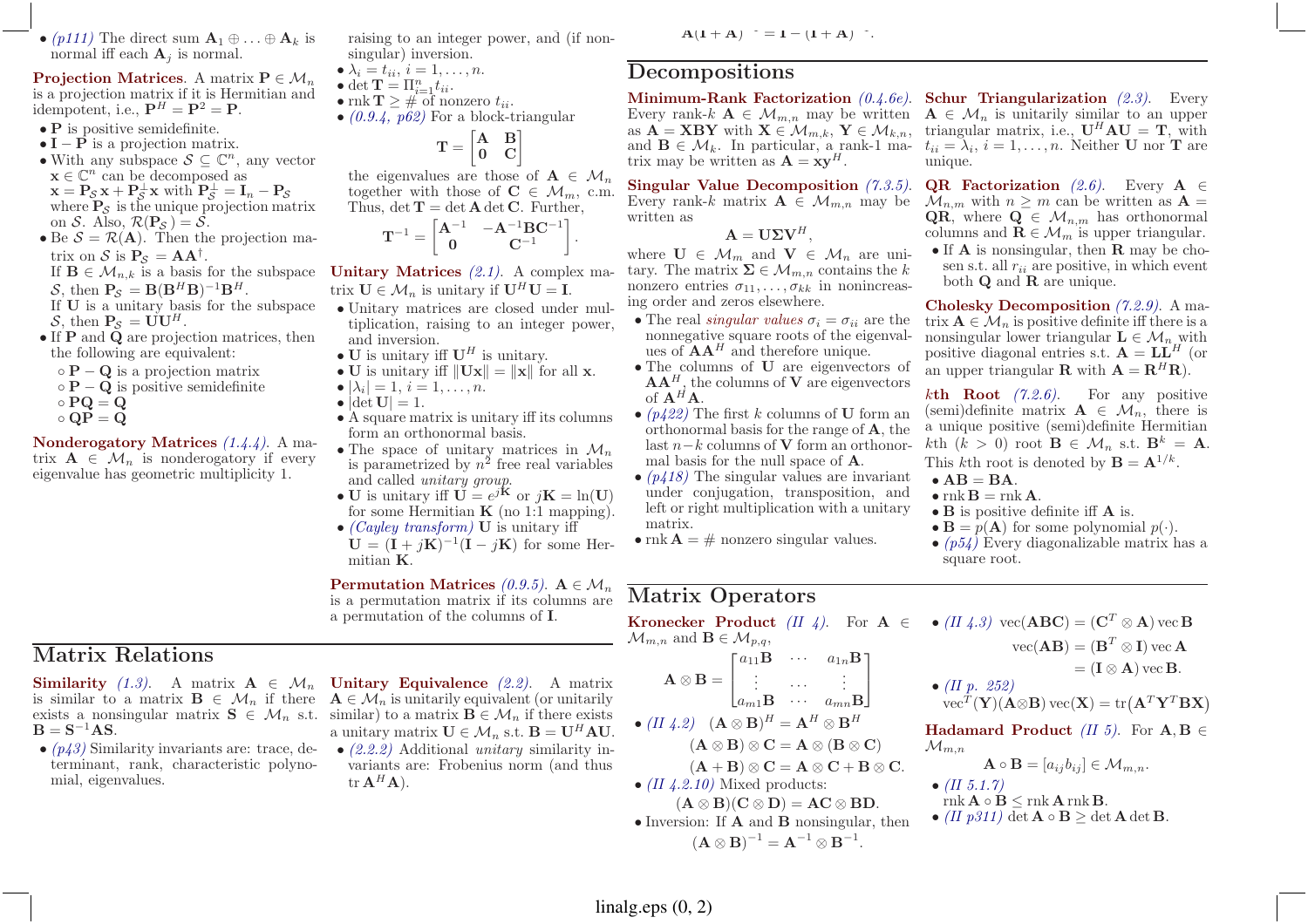- *(p111)* The direct sum $\mathbf{A}_1 \oplus \ldots \oplus \mathbf{A}_k$ is normal iff each $\mathbf{A}_j$ is normal.

**Projection Matrices**. A matrix $\mathbf{P} \in \mathcal{M}_n$ is a projection matrix if it is Hermitian and idempotent, i.e., $\mathbf{P}^H = \mathbf{P}^2 = \mathbf{P}$.

- $\mathbf{P}$ is positive semidefinite.
- $\mathbf{I} - \mathbf{P}$ is a projection matrix.
- With any subspace $\mathcal{S} \subseteq \mathbb{C}^n$, any vector $\mathbf{x} \in \mathbb{C}^n$ can be decomposed as $\mathbf{x} = \mathbf{P}_\mathcal{S}\mathbf{x} + \mathbf{P}_\mathcal{S}^\perp \mathbf{x}$ with $\mathbf{P}_\mathcal{S}^\perp = \mathbf{I}_n - \mathbf{P}_\mathcal{S}$ where $\mathbf{P}_\mathcal{S}$ is the unique projection matrix on $\mathcal{S}$. Also, $\mathcal{R}(\mathbf{P}_\mathcal{S}) = \mathcal{S}$.
- Be $\mathcal{S} = \mathcal{R}(\mathbf{A})$. Then the projection matrix on $\mathcal{S}$ is $\mathbf{P}_\mathcal{S} = \mathbf{A}\mathbf{A}^\dagger$.
  If $\mathbf{B} \in \mathcal{M}_{n,k}$ is a basis for the subspace $\mathcal{S}$, then $\mathbf{P}_\mathcal{S} = \mathbf{B}(\mathbf{B}^H\mathbf{B})^{-1}\mathbf{B}^H$.
  If $\mathbf{U}$ is a unitary basis for the subspace $\mathcal{S}$, then $\mathbf{P}_\mathcal{S} = \mathbf{U}\mathbf{U}^H$.
- If $\mathbf{P}$ and $\mathbf{Q}$ are projection matrices, then the following are equivalent:
  - $\mathbf{P} - \mathbf{Q}$ is a projection matrix
  - $\mathbf{P} - \mathbf{Q}$ is positive semidefinite
  - $\mathbf{PQ} = \mathbf{Q}$
  - $\mathbf{QP} = \mathbf{Q}$

**Nonderogatory Matrices** *(1.4.4)*. A matrix $\mathbf{A} \in \mathcal{M}_n$ is nonderogatory if every eigenvalue has geometric multiplicity 1.

raising to an integer power, and (if nonsingular) inversion.

- $\lambda_i = t_{ii}$, $i = 1, \ldots, n$.
- $\det \mathbf{T} = \Pi_{i=1}^n t_{ii}$.
- $\operatorname{rnk} \mathbf{T} \geq \#$ of nonzero $t_{ii}$.
- *(0.9.4, p62)* For a block-triangular

$$\mathbf{T} = \begin{bmatrix} \mathbf{A} & \mathbf{B} \\ \mathbf{0} & \mathbf{C} \end{bmatrix}$$

the eigenvalues are those of $\mathbf{A} \in \mathcal{M}_n$ together with those of $\mathbf{C} \in \mathcal{M}_m$, c.m. Thus, $\det \mathbf{T} = \det \mathbf{A} \det \mathbf{C}$. Further,

$$\mathbf{T}^{-1} = \begin{bmatrix} \mathbf{A}^{-1} & -\mathbf{A}^{-1}\mathbf{B}\mathbf{C}^{-1} \\ \mathbf{0} & \mathbf{C}^{-1} \end{bmatrix}.$$

**Unitary Matrices** *(2.1)*. A complex matrix $\mathbf{U} \in \mathcal{M}_n$ is unitary if $\mathbf{U}^H\mathbf{U} = \mathbf{I}$.

- Unitary matrices are closed under multiplication, raising to an integer power, and inversion.
- $\mathbf{U}$ is unitary iff $\mathbf{U}^H$ is unitary.
- $\mathbf{U}$ is unitary iff $\|\mathbf{Ux}\| = \|\mathbf{x}\|$ for all $\mathbf{x}$.
- $|\lambda_i| = 1$, $i = 1, \ldots, n$.
- $|\det \mathbf{U}| = 1$.
- A square matrix is unitary iff its columns form an orthonormal basis.
- The space of unitary matrices in $\mathcal{M}_n$ is parametrized by $n^2$ free real variables and called *unitary group*.
- $\mathbf{U}$ is unitary iff $\mathbf{U} = e^{j\mathbf{K}}$ or $j\mathbf{K} = \ln(\mathbf{U})$ for some Hermitian $\mathbf{K}$ (no 1:1 mapping).
- *(Cayley transform)* $\mathbf{U}$ is unitary iff $\mathbf{U} = (\mathbf{I} + j\mathbf{K})^{-1}(\mathbf{I} - j\mathbf{K})$ for some Hermitian $\mathbf{K}$.

**Permutation Matrices** *(0.9.5)*. $\mathbf{A} \in \mathcal{M}_n$ is a permutation matrix if its columns are a permutation of the columns of $\mathbf{I}$.

$\mathbf{A}(\mathbf{I} + \mathbf{A})^{-1} = \mathbf{I} - (\mathbf{I} + \mathbf{A})^{-1}$.

## Matrix Relations

**Similarity** *(1.3)*. A matrix $\mathbf{A} \in \mathcal{M}_n$ is similar to a matrix $\mathbf{B} \in \mathcal{M}_n$ if there exists a nonsingular matrix $\mathbf{S} \in \mathcal{M}_n$ s.t. $\mathbf{B} = \mathbf{S}^{-1}\mathbf{AS}$.

- *(p43)* Similarity invariants are: trace, determinant, rank, characteristic polynomial, eigenvalues.

**Unitary Equivalence** *(2.2)*. A matrix $\mathbf{A} \in \mathcal{M}_n$ is unitarily equivalent (or unitarily similar) to a matrix $\mathbf{B} \in \mathcal{M}_n$ if there exists a unitary matrix $\mathbf{U} \in \mathcal{M}_n$ s.t. $\mathbf{B} = \mathbf{U}^H\mathbf{AU}$.

- *(2.2.2)* Additional *unitary* similarity invariants are: Frobenius norm (and thus $\operatorname{tr} \mathbf{A}^H\mathbf{A}$).

## Decompositions

**Minimum-Rank Factorization** *(0.4.6e)*. Every rank-$k$ $\mathbf{A} \in \mathcal{M}_{m,n}$ may be written as $\mathbf{A} = \mathbf{XBY}$ with $\mathbf{X} \in \mathcal{M}_{m,k}$, $\mathbf{Y} \in \mathcal{M}_{k,n}$, and $\mathbf{B} \in \mathcal{M}_k$. In particular, a rank-1 matrix may be written as $\mathbf{A} = \mathbf{x}\mathbf{y}^H$.

**Singular Value Decomposition** *(7.3.5)*. Every rank-$k$ matrix $\mathbf{A} \in \mathcal{M}_{m,n}$ may be written as

$$\mathbf{A} = \mathbf{U}\mathbf{\Sigma}\mathbf{V}^H,$$

where $\mathbf{U} \in \mathcal{M}_m$ and $\mathbf{V} \in \mathcal{M}_n$ are unitary. The matrix $\mathbf{\Sigma} \in \mathcal{M}_{m,n}$ contains the $k$ nonzero entries $\sigma_{11}, \ldots, \sigma_{kk}$ in nonincreasing order and zeros elsewhere.

- The real *singular values* $\sigma_i = \sigma_{ii}$ are the nonnegative square roots of the eigenvalues of $\mathbf{A}\mathbf{A}^H$ and therefore unique.
- The columns of $\mathbf{U}$ are eigenvectors of $\mathbf{A}\mathbf{A}^H$, the columns of $\mathbf{V}$ are eigenvectors of $\mathbf{A}^H\mathbf{A}$.
- *(p422)* The first $k$ columns of $\mathbf{U}$ form an orthonormal basis for the range of $\mathbf{A}$, the last $n-k$ columns of $\mathbf{V}$ form an orthonormal basis for the null space of $\mathbf{A}$.
- *(p418)* The singular values are invariant under conjugation, transposition, and left or right multiplication with a unitary matrix.
- $\operatorname{rnk} \mathbf{A} = \#$ nonzero singular values.

**Schur Triangularization** *(2.3)*. Every $\mathbf{A} \in \mathcal{M}_n$ is unitarily similar to an upper triangular matrix, i.e., $\mathbf{U}^H\mathbf{AU} = \mathbf{T}$, with $t_{ii} = \lambda_i$, $i = 1, \ldots, n$. Neither $\mathbf{U}$ nor $\mathbf{T}$ are unique.

**QR Factorization** *(2.6)*. Every $\mathbf{A} \in \mathcal{M}_{n,m}$ with $n \geq m$ can be written as $\mathbf{A} = \mathbf{QR}$, where $\mathbf{Q} \in \mathcal{M}_{n,m}$ has orthonormal columns and $\mathbf{R} \in \mathcal{M}_m$ is upper triangular.

- If $\mathbf{A}$ is nonsingular, then $\mathbf{R}$ may be chosen s.t. all $r_{ii}$ are positive, in which event both $\mathbf{Q}$ and $\mathbf{R}$ are unique.

**Cholesky Decomposition** *(7.2.9)*. A matrix $\mathbf{A} \in \mathcal{M}_n$ is positive definite iff there is a nonsingular lower triangular $\mathbf{L} \in \mathcal{M}_n$ with positive diagonal entries s.t. $\mathbf{A} = \mathbf{L}\mathbf{L}^H$ (or an upper triangular $\mathbf{R}$ with $\mathbf{A} = \mathbf{R}^H\mathbf{R}$).

***k*th Root** *(7.2.6)*. For any positive (semi)definite matrix $\mathbf{A} \in \mathcal{M}_n$, there is a unique positive (semi)definite Hermitian $k$th ($k > 0$) root $\mathbf{B} \in \mathcal{M}_n$ s.t. $\mathbf{B}^k = \mathbf{A}$. This $k$th root is denoted by $\mathbf{B} = \mathbf{A}^{1/k}$.

- $\mathbf{AB} = \mathbf{BA}$.
- $\operatorname{rnk} \mathbf{B} = \operatorname{rnk} \mathbf{A}$.
- $\mathbf{B}$ is positive definite iff $\mathbf{A}$ is.
- $\mathbf{B} = p(\mathbf{A})$ for some polynomial $p(\cdot)$.
- *(p54)* Every diagonalizable matrix has a square root.

## Matrix Operators

**Kronecker Product** *(II 4)*. For $\mathbf{A} \in \mathcal{M}_{m,n}$ and $\mathbf{B} \in \mathcal{M}_{p,q}$,

$$\mathbf{A} \otimes \mathbf{B} = \begin{bmatrix} a_{11}\mathbf{B} & \cdots & a_{1n}\mathbf{B} \\ \vdots & \ldots & \vdots \\ a_{m1}\mathbf{B} & \cdots & a_{mn}\mathbf{B} \end{bmatrix}$$

- *(II 4.2)* $(\mathbf{A} \otimes \mathbf{B})^H = \mathbf{A}^H \otimes \mathbf{B}^H$
  $(\mathbf{A} \otimes \mathbf{B}) \otimes \mathbf{C} = \mathbf{A} \otimes (\mathbf{B} \otimes \mathbf{C})$
  $(\mathbf{A} + \mathbf{B}) \otimes \mathbf{C} = \mathbf{A} \otimes \mathbf{C} + \mathbf{B} \otimes \mathbf{C}$.
- *(II 4.2.10)* Mixed products:
  $(\mathbf{A} \otimes \mathbf{B})(\mathbf{C} \otimes \mathbf{D}) = \mathbf{AC} \otimes \mathbf{BD}$.
- Inversion: If $\mathbf{A}$ and $\mathbf{B}$ nonsingular, then
  $(\mathbf{A} \otimes \mathbf{B})^{-1} = \mathbf{A}^{-1} \otimes \mathbf{B}^{-1}$.
- *(II 4.3)* $\operatorname{vec}(\mathbf{ABC}) = (\mathbf{C}^T \otimes \mathbf{A}) \operatorname{vec} \mathbf{B}$
  $\operatorname{vec}(\mathbf{AB}) = (\mathbf{B}^T \otimes \mathbf{I}) \operatorname{vec} \mathbf{A}$
  $= (\mathbf{I} \otimes \mathbf{A}) \operatorname{vec} \mathbf{B}$.
- *(II p. 252)*
  $\operatorname{vec}^T(\mathbf{Y})(\mathbf{A} \otimes \mathbf{B}) \operatorname{vec}(\mathbf{X}) = \operatorname{tr}(\mathbf{A}^T\mathbf{Y}^T\mathbf{BX})$

**Hadamard Product** *(II 5)*. For $\mathbf{A}, \mathbf{B} \in \mathcal{M}_{m,n}$

$$\mathbf{A} \circ \mathbf{B} = [a_{ij}b_{ij}] \in \mathcal{M}_{m,n}.$$

- *(II 5.1.7)*
  $\operatorname{rnk} \mathbf{A} \circ \mathbf{B} \leq \operatorname{rnk} \mathbf{A} \operatorname{rnk} \mathbf{B}$.
- *(II p311)* $\det \mathbf{A} \circ \mathbf{B} \geq \det \mathbf{A} \det \mathbf{B}$.